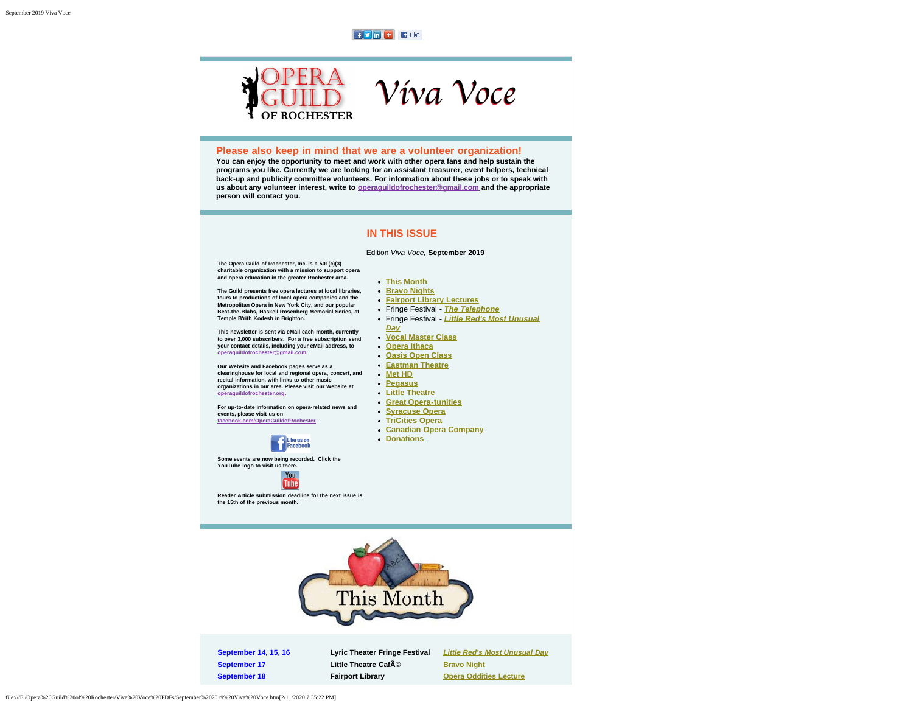# Viva Voce

## Please also keep in mind that we are a volunteer organization!

**You can enjoy the opportunity to meet and work with other opera fans and help sustain the programs you like. Currently we are looking for an assistant treasurer, event helpers, technical back-up and publicity committee volunteers. For information about these jobs or to speak with us about any volunteer interest, write to operaguildofrochester@gmail.com and the appropriate person will contact you.**

## IN THIS ISSUE

Edition *Viva Voce,* **September 2019**

**The Opera Guild of Rochester, Inc. is a 501(c)(3) charitable organization with a mission to support opera and opera education in the greater Rochester area.**

**The Guild presents free opera lectures at local libraries, tours to productions of local opera companies and the Metropolitan Opera in New York City, and our popular Beat-the-Blahs, Haskell Rosenberg Memorial Series, at Temple B'rith Kodesh in Brighton.**

**This newsletter is sent via eMail each month, currently to over 3,000 subscribers. For a free subscription send your contact details, including your eMail address, to operaguildofrochester@gmail.com.**

**Our Website and Facebook pages serve as a clearinghouse for local and regional opera, concert, and recital information, with links to other music organizations in our area. Please visit our Website at operaguildofrochester.org.**

**For up-to-date information on opera-related news and events, please visit us on facebook.com/OperaGuildofRochester.**

**Some events are now being recorded. Click the YouTube logo to visit us there.**

**Reader Article submission deadline for the next issue is the 15th of the previous month.**

- This Month
- Bravo Nights
- Fairport Library Lectures
- Fringe Festival - *The Telephone*
- Fringe Festival - *Little Red's Most Unusual Day*
- Vocal Master Class
- Opera Ithaca
- Oasis Open Class
- Eastman Theatre
- Met HD
- Pegasus
- Little Theatre
- Great Opera-tunities
- Syracuse Opera
- TriCities Opera
- Canadian Opera Company
- Donations

## This Month

| | | |
|---|---|---|
| **September 14, 15, 16** | **Lyric Theater Fringe Festival** | ***Little Red's Most Unusual Day*** |
| **September 17** | **Little Theatre CafÃ©** | **Bravo Night** |
| **September 18** | **Fairport Library** | **Opera Oddities Lecture** |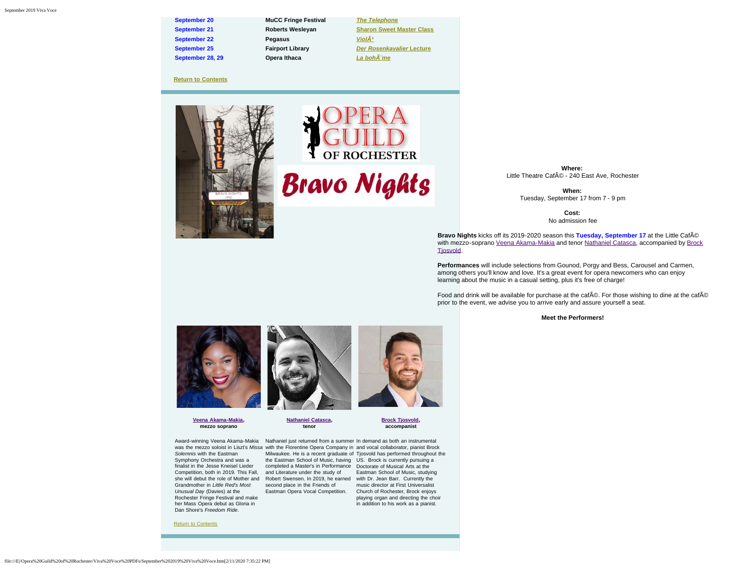| | | |
|---|---|---|
| **September 20** | **MuCC Fringe Festival** | ***The Telephone*** |
| **September 21** | **Roberts Wesleyan** | **Sharon Sweet Master Class** |
| **September 22** | **Pegasus** | ***ViolÃ³*** |
| **September 25** | **Fairport Library** | ***Der Rosenkavalier* Lecture** |
| **September 28, 29** | **Opera Ithaca** | ***La bohÃ¨me*** |

**Return to Contents**

**Where:**
Little Theatre CafÃ© - 240 East Ave, Rochester

**When:**
Tuesday, September 17 from 7 - 9 pm

**Cost:**
No admission fee

**Bravo Nights** kicks off its 2019-2020 season this **Tuesday, September 17** at the Little CafÃ© with mezzo-soprano Veena Akama-Makia and tenor Nathaniel Catasca, accompanied by Brock Tjosvold.

**Performances** will include selections from Gounod, Porgy and Bess, Carousel and Carmen, among others you'll know and love. It's a great event for opera newcomers who can enjoy learning about the music in a casual setting, plus it's free of charge!

Food and drink will be available for purchase at the cafÃ©. For those wishing to dine at the cafÃ© prior to the event, we advise you to arrive early and assure yourself a seat.

**Meet the Performers!**

**Veena Akama-Makia, mezzo soprano**

Award-winning Veena Akama-Makia was the mezzo soloist in Liszt's *Missa Solemnis* with the Eastman Symphony Orchestra and was a finalist in the Jesse Kneisel Lieder Competition, both in 2019. This Fall, she will debut the role of Mother and Grandmother in *Little Red's Most Unusual Day* (Davies) at the Rochester Fringe Festival and make her Mass Opera debut as Gloria in Dan Shore's *Freedom Ride*.

**Nathaniel Catasca, tenor**

Nathaniel just returned from a summer with the Florentine Opera Company in Milwaukee. He is a recent graduate of the Eastman School of Music, having completed a Master's in Performance and Literature under the study of Robert Swensen. In 2019, he earned second place in the Friends of Eastman Opera Vocal Competition.

**Brock Tjosvold, accompanist**

In demand as both an instrumental and vocal collaborator, pianist Brock Tjosvold has performed throughout the US. Brock is currently pursuing a Doctorate of Musical Arts at the Eastman School of Music, studying with Dr. Jean Barr. Currently the music director at First Universalist Church of Rochester, Brock enjoys playing organ and directing the choir in addition to his work as a pianist.

Return to Contents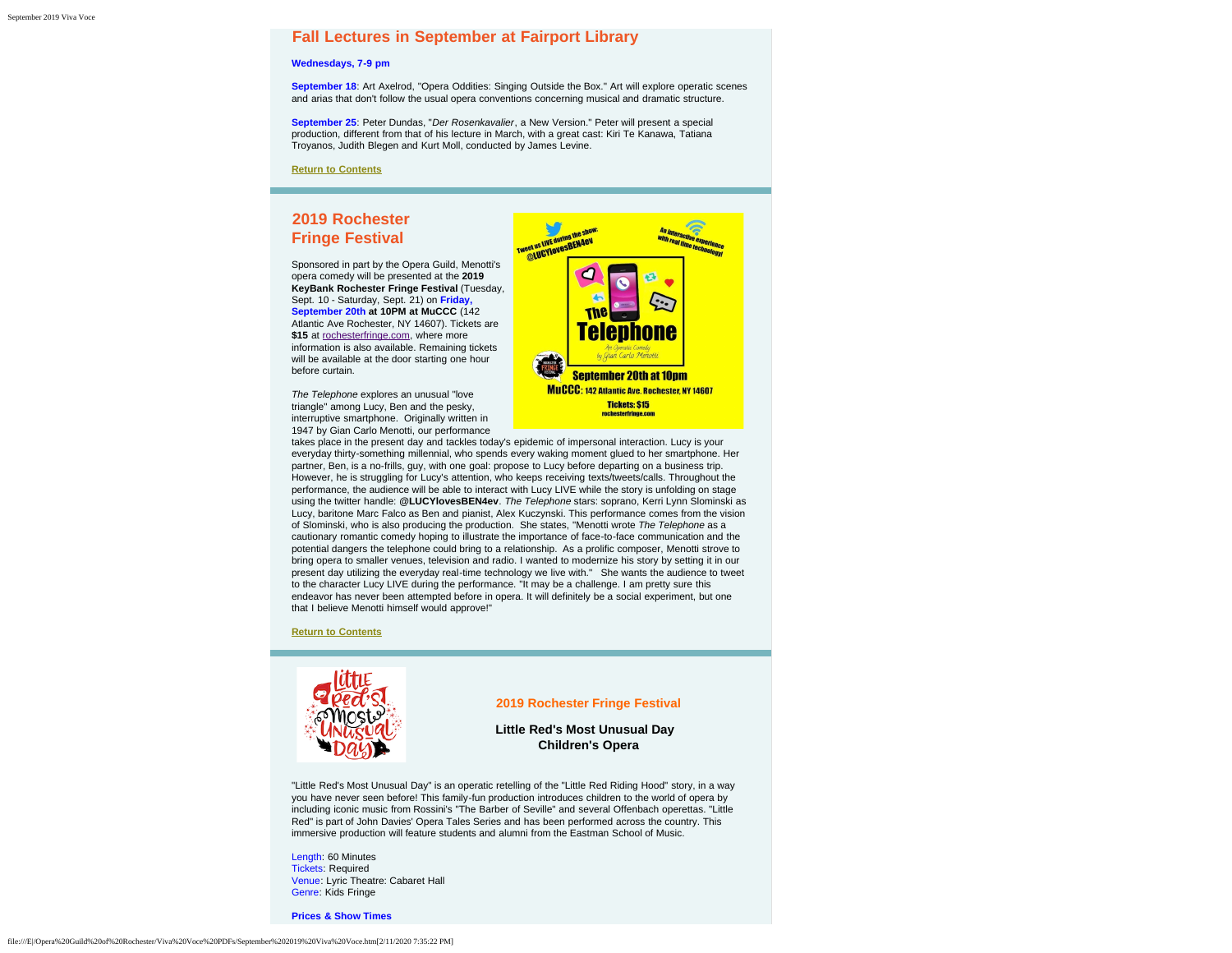## Fall Lectures in September at Fairport Library

**Wednesdays, 7-9 pm**

**September 18**: Art Axelrod, "Opera Oddities: Singing Outside the Box." Art will explore operatic scenes and arias that don't follow the usual opera conventions concerning musical and dramatic structure.

**September 25**: Peter Dundas, "*Der Rosenkavalier*, a New Version." Peter will present a special production, different from that of his lecture in March, with a great cast: Kiri Te Kanawa, Tatiana Troyanos, Judith Blegen and Kurt Moll, conducted by James Levine.

**Return to Contents**

## 2019 Rochester Fringe Festival

Sponsored in part by the Opera Guild, Menotti's opera comedy will be presented at the **2019 KeyBank Rochester Fringe Festival** (Tuesday, Sept. 10 - Saturday, Sept. 21) on **Friday, September 20th at 10PM at MuCCC** (142 Atlantic Ave Rochester, NY 14607). Tickets are **$15** at rochesterfringe.com, where more information is also available. Remaining tickets will be available at the door starting one hour before curtain.

*The Telephone* explores an unusual "love triangle" among Lucy, Ben and the pesky, interruptive smartphone. Originally written in 1947 by Gian Carlo Menotti, our performance takes place in the present day and tackles today's epidemic of impersonal interaction. Lucy is your everyday thirty-something millennial, who spends every waking moment glued to her smartphone. Her partner, Ben, is a no-frills, guy, with one goal: propose to Lucy before departing on a business trip. However, he is struggling for Lucy's attention, who keeps receiving texts/tweets/calls. Throughout the performance, the audience will be able to interact with Lucy LIVE while the story is unfolding on stage using the twitter handle: **@LUCYlovesBEN4ev**. *The Telephone* stars: soprano, Kerri Lynn Slominski as Lucy, baritone Marc Falco as Ben and pianist, Alex Kuczynski. This performance comes from the vision of Slominski, who is also producing the production. She states, "Menotti wrote *The Telephone* as a cautionary romantic comedy hoping to illustrate the importance of face-to-face communication and the potential dangers the telephone could bring to a relationship. As a prolific composer, Menotti strove to bring opera to smaller venues, television and radio. I wanted to modernize his story by setting it in our present day utilizing the everyday real-time technology we live with." She wants the audience to tweet to the character Lucy LIVE during the performance. "It may be a challenge. I am pretty sure this endeavor has never been attempted before in opera. It will definitely be a social experiment, but one that I believe Menotti himself would approve!"

**Return to Contents**

## 2019 Rochester Fringe Festival

**Little Red's Most Unusual Day**
**Children's Opera**

"Little Red's Most Unusual Day" is an operatic retelling of the "Little Red Riding Hood" story, in a way you have never seen before! This family-fun production introduces children to the world of opera by including iconic music from Rossini's "The Barber of Seville" and several Offenbach operettas. "Little Red" is part of John Davies' Opera Tales Series and has been performed across the country. This immersive production will feature students and alumni from the Eastman School of Music.

Length: 60 Minutes
Tickets: Required
Venue: Lyric Theatre: Cabaret Hall
Genre: Kids Fringe

**Prices & Show Times**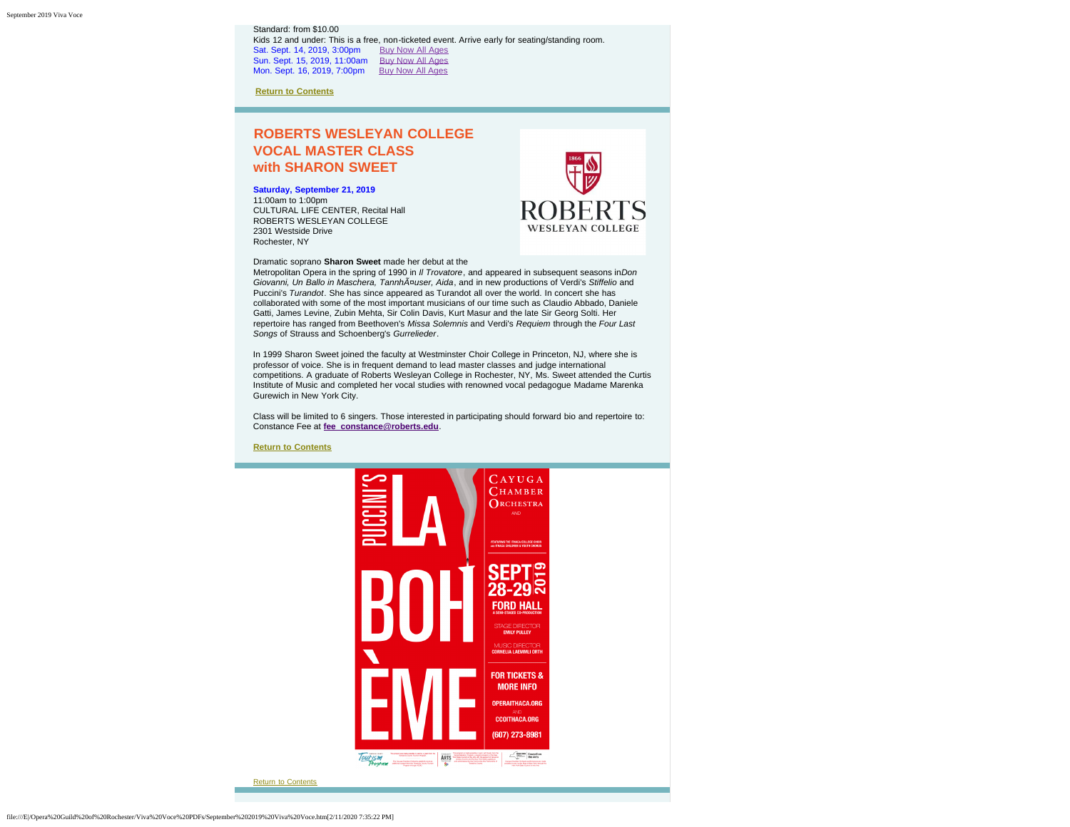Standard: from $10.00

Kids 12 and under: This is a free, non-ticketed event. Arrive early for seating/standing room.

Sat. Sept. 14, 2019, 3:00pm Buy Now All Ages
Sun. Sept. 15, 2019, 11:00am Buy Now All Ages
Mon. Sept. 16, 2019, 7:00pm Buy Now All Ages

**Return to Contents**

## ROBERTS WESLEYAN COLLEGE VOCAL MASTER CLASS with SHARON SWEET

**Saturday, September 21, 2019**
11:00am to 1:00pm
CULTURAL LIFE CENTER, Recital Hall
ROBERTS WESLEYAN COLLEGE
2301 Westside Drive
Rochester, NY

Dramatic soprano **Sharon Sweet** made her debut at the Metropolitan Opera in the spring of 1990 in *Il Trovatore*, and appeared in subsequent seasons in*Don Giovanni, Un Ballo in Maschera, TannhÃ¤user, Aida*, and in new productions of Verdi's *Stiffelio* and Puccini's *Turandot*. She has since appeared as Turandot all over the world. In concert she has collaborated with some of the most important musicians of our time such as Claudio Abbado, Daniele Gatti, James Levine, Zubin Mehta, Sir Colin Davis, Kurt Masur and the late Sir Georg Solti. Her repertoire has ranged from Beethoven's *Missa Solemnis* and Verdi's *Requiem* through the *Four Last Songs* of Strauss and Schoenberg's *Gurrelieder*.

In 1999 Sharon Sweet joined the faculty at Westminster Choir College in Princeton, NJ, where she is professor of voice. She is in frequent demand to lead master classes and judge international competitions. A graduate of Roberts Wesleyan College in Rochester, NY, Ms. Sweet attended the Curtis Institute of Music and completed her vocal studies with renowned vocal pedagogue Madame Marenka Gurewich in New York City.

Class will be limited to 6 singers. Those interested in participating should forward bio and repertoire to: Constance Fee at **fee_constance@roberts.edu**.

**Return to Contents**

PUCCINI'S LA BOHÈME

CAYUGA CHAMBER ORCHESTRA AND

FEATURING THE ITHACA COLLEGE CHOIR AND ITHACA CHILDREN & YOUTH CHORUS

SEPT 28-29 2019

FORD HALL
A SEMI-STAGED CO-PRODUCTION

STAGE DIRECTOR
EMILY PULLEY

MUSIC DIRECTOR
CORNELIA LAEMMLI ORTH

FOR TICKETS & MORE INFO

OPERAITHACA.ORG
AND
CCOITHACA.ORG

(607) 273-8981

Return to Contents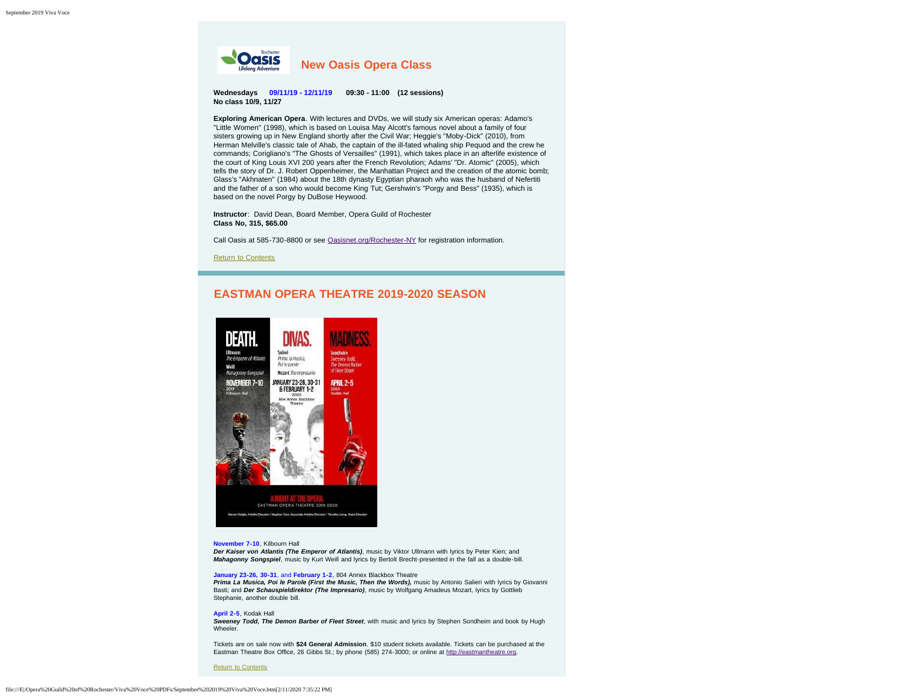## New Oasis Opera Class

**Wednesdays 09/11/19 - 12/11/19 09:30 - 11:00 (12 sessions)**
**No class 10/9, 11/27**

**Exploring American Opera**. With lectures and DVDs, we will study six American operas: Adamo's "Little Women" (1998), which is based on Louisa May Alcott's famous novel about a family of four sisters growing up in New England shortly after the Civil War; Heggie's "Moby-Dick" (2010), from Herman Melville's classic tale of Ahab, the captain of the ill-fated whaling ship Pequod and the crew he commands; Corigliano's "The Ghosts of Versailles" (1991), which takes place in an afterlife existence of the court of King Louis XVI 200 years after the French Revolution; Adams' "Dr. Atomic" (2005), which tells the story of Dr. J. Robert Oppenheimer, the Manhattan Project and the creation of the atomic bomb; Glass's "Akhnaten" (1984) about the 18th dynasty Egyptian pharaoh who was the husband of Nefertiti and the father of a son who would become King Tut; Gershwin's "Porgy and Bess" (1935), which is based on the novel Porgy by DuBose Heywood.

**Instructor**: David Dean, Board Member, Opera Guild of Rochester
**Class No, 315, $65.00**

Call Oasis at 585-730-8800 or see Oasisnet.org/Rochester-NY for registration information.

Return to Contents

## EASTMAN OPERA THEATRE 2019-2020 SEASON

**November 7-10**, Kilbourn Hall
***Der Kaiser von Atlantis (The Emperor of Atlantis)***, music by Viktor Ullmann with lyrics by Peter Kien; and ***Mahagonny Songspiel***, music by Kurt Weill and lyrics by Bertolt Brecht-presented in the fall as a double-bill.

**January 23-26, 30-31**, and **February 1-2**, 804 Annex Blackbox Theatre
***Prima La Musica, Poi le Parole (First the Music, Then the Words),*** music by Antonio Salieri with lyrics by Giovanni Basti; and ***Der Schauspieldirektor (The Impresario)***, music by Wolfgang Amadeus Mozart, lyrics by Gottlieb Stephanie, another double bill.

**April 2-5**, Kodak Hall
***Sweeney Todd, The Demon Barber of Fleet Street***, with music and lyrics by Stephen Sondheim and book by Hugh Wheeler.

Tickets are on sale now with **$24 General Admission**. $10 student tickets available. Tickets can be purchased at the Eastman Theatre Box Office, 26 Gibbs St.; by phone (585) 274-3000; or online at http://eastmantheatre.org.

Return to Contents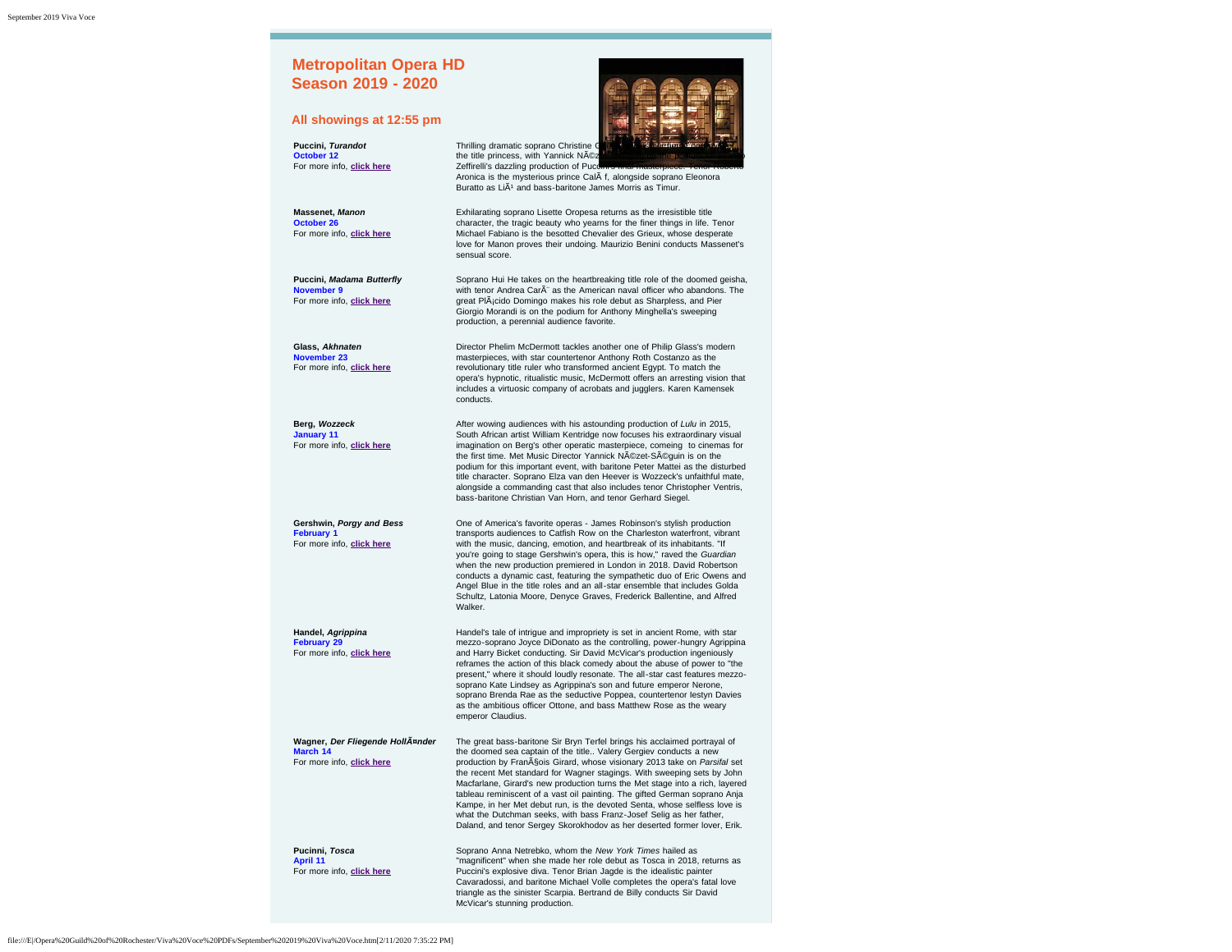# Metropolitan Opera HD Season 2019 - 2020

## All showings at 12:55 pm

**Puccini, *Turandot***
**October 12**
For more info, **click here**

Thrilling dramatic soprano Christine G... the title princess, with Yannick NÃ©z... Zeffirelli's dazzling production of Pucc... Aronica is the mysterious prince CalÃ f, alongside soprano Eleonora Buratto as LiÃ¹ and bass-baritone James Morris as Timur.

**Massenet, *Manon***
**October 26**
For more info, **click here**

Exhilarating soprano Lisette Oropesa returns as the irresistible title character, the tragic beauty who yearns for the finer things in life. Tenor Michael Fabiano is the besotted Chevalier des Grieux, whose desperate love for Manon proves their undoing. Maurizio Benini conducts Massenet's sensual score.

**Puccini, *Madama Butterfly***
**November 9**
For more info, **click here**

Soprano Hui He takes on the heartbreaking title role of the doomed geisha, with tenor Andrea CarÃ¨ as the American naval officer who abandons. The great PlÃ¡cido Domingo makes his role debut as Sharpless, and Pier Giorgio Morandi is on the podium for Anthony Minghella's sweeping production, a perennial audience favorite.

**Glass, *Akhnaten***
**November 23**
For more info, **click here**

Director Phelim McDermott tackles another one of Philip Glass's modern masterpieces, with star countertenor Anthony Roth Costanzo as the revolutionary title ruler who transformed ancient Egypt. To match the opera's hypnotic, ritualistic music, McDermott offers an arresting vision that includes a virtuosic company of acrobats and jugglers. Karen Kamensek conducts.

**Berg, *Wozzeck***
**January 11**
For more info, **click here**

After wowing audiences with his astounding production of *Lulu* in 2015, South African artist William Kentridge now focuses his extraordinary visual imagination on Berg's other operatic masterpiece, comeing to cinemas for the first time. Met Music Director Yannick NÃ©zet-SÃ©guin is on the podium for this important event, with baritone Peter Mattei as the disturbed title character. Soprano Elza van den Heever is Wozzeck's unfaithful mate, alongside a commanding cast that also includes tenor Christopher Ventris, bass-baritone Christian Van Horn, and tenor Gerhard Siegel.

**Gershwin, *Porgy and Bess***
**February 1**
For more info, **click here**

One of America's favorite operas - James Robinson's stylish production transports audiences to Catfish Row on the Charleston waterfront, vibrant with the music, dancing, emotion, and heartbreak of its inhabitants. "If you're going to stage Gershwin's opera, this is how," raved the *Guardian* when the new production premiered in London in 2018. David Robertson conducts a dynamic cast, featuring the sympathetic duo of Eric Owens and Angel Blue in the title roles and an all-star ensemble that includes Golda Schultz, Latonia Moore, Denyce Graves, Frederick Ballentine, and Alfred Walker.

**Handel, *Agrippina***
**February 29**
For more info, **click here**

Handel's tale of intrigue and impropriety is set in ancient Rome, with star mezzo-soprano Joyce DiDonato as the controlling, power-hungry Agrippina and Harry Bicket conducting. Sir David McVicar's production ingeniously reframes the action of this black comedy about the abuse of power to "the present," where it should loudly resonate. The all-star cast features mezzo-soprano Kate Lindsey as Agrippina's son and future emperor Nerone, soprano Brenda Rae as the seductive Poppea, countertenor Iestyn Davies as the ambitious officer Ottone, and bass Matthew Rose as the weary emperor Claudius.

**Wagner, *Der Fliegende HollÃ¤nder***
**March 14**
For more info, **click here**

The great bass-baritone Sir Bryn Terfel brings his acclaimed portrayal of the doomed sea captain of the title.. Valery Gergiev conducts a new production by FranÃ§ois Girard, whose visionary 2013 take on *Parsifal* set the recent Met standard for Wagner stagings. With sweeping sets by John Macfarlane, Girard's new production turns the Met stage into a rich, layered tableau reminiscent of a vast oil painting. The gifted German soprano Anja Kampe, in her Met debut run, is the devoted Senta, whose selfless love is what the Dutchman seeks, with bass Franz-Josef Selig as her father, Daland, and tenor Sergey Skorokhodov as her deserted former lover, Erik.

**Pucinni, *Tosca***
**April 11**
For more info, **click here**

Soprano Anna Netrebko, whom the *New York Times* hailed as "magnificent" when she made her role debut as Tosca in 2018, returns as Puccini's explosive diva. Tenor Brian Jagde is the idealistic painter Cavaradossi, and baritone Michael Volle completes the opera's fatal love triangle as the sinister Scarpia. Bertrand de Billy conducts Sir David McVicar's stunning production.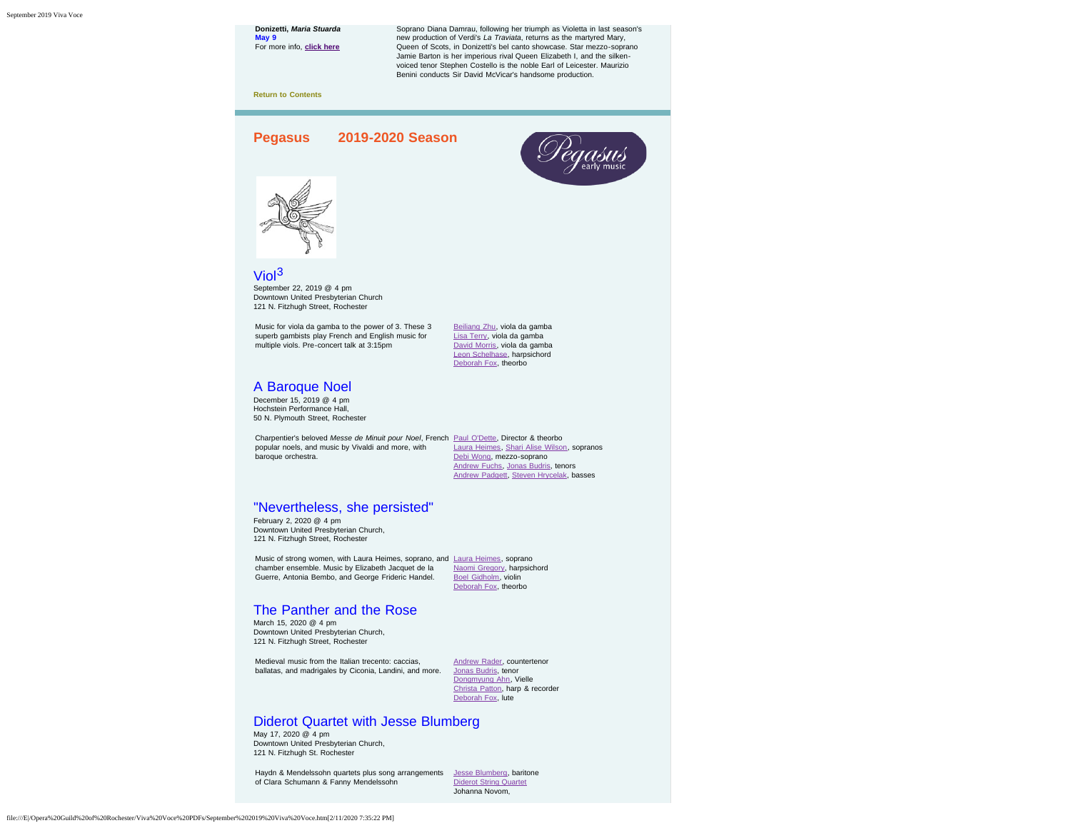**Donizetti, *Maria Stuarda***
**May 9**
For more info, **click here**

Soprano Diana Damrau, following her triumph as Violetta in last season's new production of Verdi's *La Traviata*, returns as the martyred Mary, Queen of Scots, in Donizetti's bel canto showcase. Star mezzo-soprano Jamie Barton is her imperious rival Queen Elizabeth I, and the silken-voiced tenor Stephen Costello is the noble Earl of Leicester. Maurizio Benini conducts Sir David McVicar's handsome production.

**Return to Contents**

## Pegasus 2019-2020 Season

### Viol$^3$

September 22, 2019 @ 4 pm
Downtown United Presbyterian Church
121 N. Fitzhugh Street, Rochester

Music for viola da gamba to the power of 3. These 3 superb gambists play French and English music for multiple viols. Pre-concert talk at 3:15pm

Beiliang Zhu, viola da gamba
Lisa Terry, viola da gamba
David Morris, viola da gamba
Leon Schelhase, harpsichord
Deborah Fox, theorbo

### A Baroque Noel

December 15, 2019 @ 4 pm
Hochstein Performance Hall,
50 N. Plymouth Street, Rochester

Charpentier's beloved *Messe de Minuit pour Noel*, French popular noels, and music by Vivaldi and more, with baroque orchestra.

Paul O'Dette, Director & theorbo
Laura Heimes, Shari Alise Wilson, sopranos
Debi Wong, mezzo-soprano
Andrew Fuchs, Jonas Budris, tenors
Andrew Padgett, Steven Hrycelak, basses

### "Nevertheless, she persisted"

February 2, 2020 @ 4 pm
Downtown United Presbyterian Church,
121 N. Fitzhugh Street, Rochester

Music of strong women, with Laura Heimes, soprano, and chamber ensemble. Music by Elizabeth Jacquet de la Guerre, Antonia Bembo, and George Frideric Handel.

Laura Heimes, soprano
Naomi Gregory, harpsichord
Boel Gidholm, violin
Deborah Fox, theorbo

### The Panther and the Rose

March 15, 2020 @ 4 pm
Downtown United Presbyterian Church,
121 N. Fitzhugh Street, Rochester

Medieval music from the Italian trecento: caccias, ballatas, and madrigales by Ciconia, Landini, and more.

Andrew Rader, countertenor
Jonas Budris, tenor
Dongmyung Ahn, Vielle
Christa Patton, harp & recorder
Deborah Fox, lute

### Diderot Quartet with Jesse Blumberg

May 17, 2020 @ 4 pm
Downtown United Presbyterian Church,
121 N. Fitzhugh St. Rochester

Haydn & Mendelssohn quartets plus song arrangements of Clara Schumann & Fanny Mendelssohn

Jesse Blumberg, baritone
Diderot String Quartet
Johanna Novom,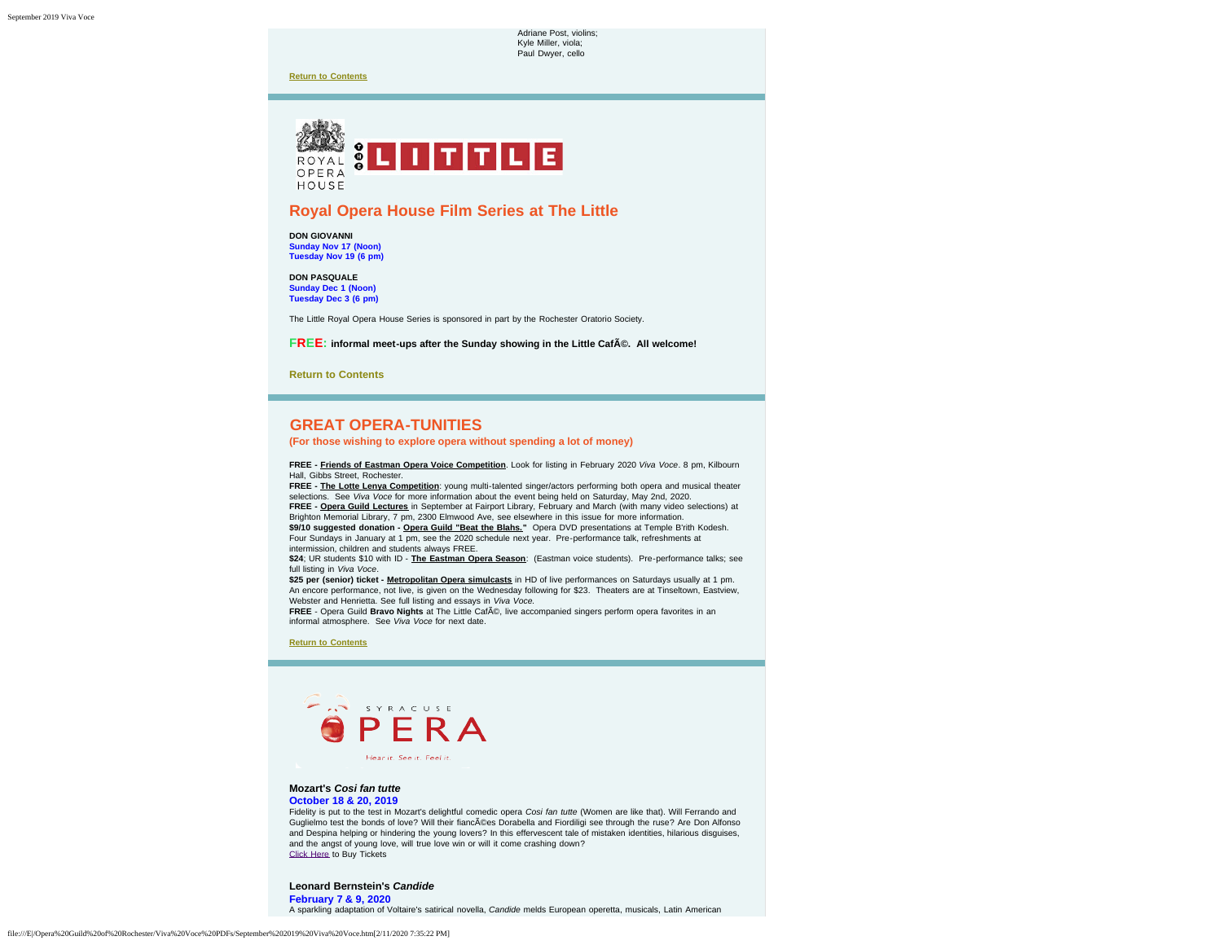Adriane Post, violins;
Kyle Miller, viola;
Paul Dwyer, cello

**Return to Contents**

## Royal Opera House Film Series at The Little

**DON GIOVANNI**
**Sunday Nov 17 (Noon)**
**Tuesday Nov 19 (6 pm)**

**DON PASQUALE**
**Sunday Dec 1 (Noon)**
**Tuesday Dec 3 (6 pm)**

The Little Royal Opera House Series is sponsored in part by the Rochester Oratorio Society.

**FREE: informal meet-ups after the Sunday showing in the Little CafÃ©. All welcome!**

**Return to Contents**

## GREAT OPERA-TUNITIES

**(For those wishing to explore opera without spending a lot of money)**

**FREE - Friends of Eastman Opera Voice Competition**. Look for listing in February 2020 *Viva Voce*. 8 pm, Kilbourn Hall, Gibbs Street, Rochester.
**FREE - The Lotte Lenya Competition**: young multi-talented singer/actors performing both opera and musical theater selections. See *Viva Voce* for more information about the event being held on Saturday, May 2nd, 2020.
**FREE - Opera Guild Lectures** in September at Fairport Library, February and March (with many video selections) at Brighton Memorial Library, 7 pm, 2300 Elmwood Ave, see elsewhere in this issue for more information.
**$9/10 suggested donation - Opera Guild "Beat the Blahs."** Opera DVD presentations at Temple B'rith Kodesh. Four Sundays in January at 1 pm, see the 2020 schedule next year. Pre-performance talk, refreshments at intermission, children and students always FREE.
**$24**; UR students $10 with ID - **The Eastman Opera Season**: (Eastman voice students). Pre-performance talks; see full listing in *Viva Voce*.
**$25 per (senior) ticket - Metropolitan Opera simulcasts** in HD of live performances on Saturdays usually at 1 pm. An encore performance, not live, is given on the Wednesday following for $23. Theaters are at Tinseltown, Eastview, Webster and Henrietta. See full listing and essays in *Viva Voce.*
**FREE** - Opera Guild **Bravo Nights** at The Little CafÃ©, live accompanied singers perform opera favorites in an informal atmosphere. See *Viva Voce* for next date.

**Return to Contents**

### Mozart's *Cosi fan tutte*

**October 18 & 20, 2019**

Fidelity is put to the test in Mozart's delightful comedic opera *Cosi fan tutte* (Women are like that). Will Ferrando and Guglielmo test the bonds of love? Will their fiancÃ©es Dorabella and Fiordiligi see through the ruse? Are Don Alfonso and Despina helping or hindering the young lovers? In this effervescent tale of mistaken identities, hilarious disguises, and the angst of young love, will true love win or will it come crashing down?
Click Here to Buy Tickets

### Leonard Bernstein's *Candide*

**February 7 & 9, 2020**

A sparkling adaptation of Voltaire's satirical novella, *Candide* melds European operetta, musicals, Latin American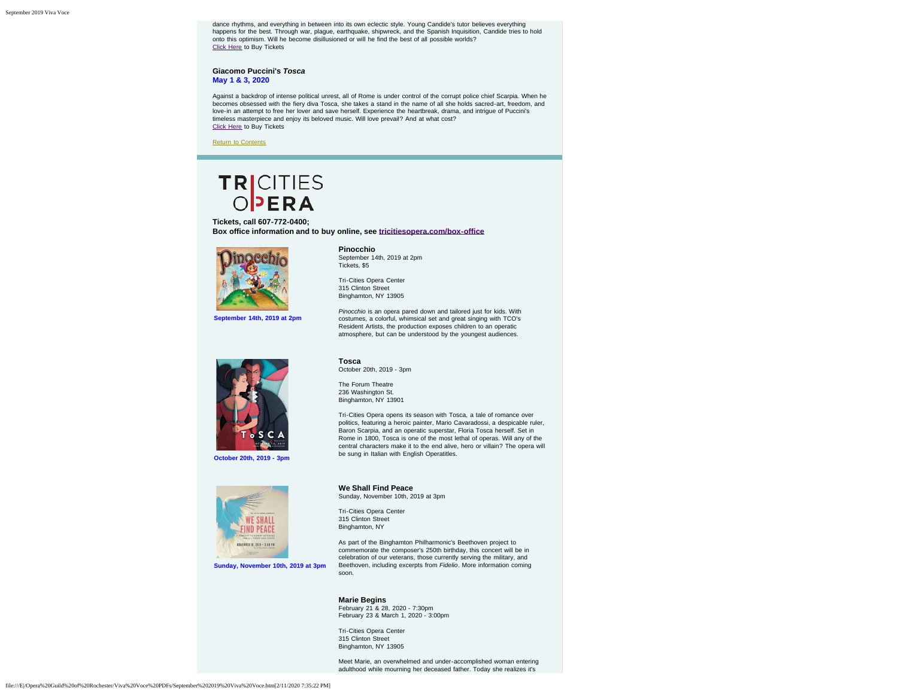dance rhythms, and everything in between into its own eclectic style. Young Candide's tutor believes everything happens for the best. Through war, plague, earthquake, shipwreck, and the Spanish Inquisition, Candide tries to hold onto this optimism. Will he become disillusioned or will he find the best of all possible worlds?
Click Here to Buy Tickets

### Giacomo Puccini's *Tosca*
**May 1 & 3, 2020**

Against a backdrop of intense political unrest, all of Rome is under control of the corrupt police chief Scarpia. When he becomes obsessed with the fiery diva Tosca, she takes a stand in the name of all she holds sacred-art, freedom, and love-in an attempt to free her lover and save herself. Experience the heartbreak, drama, and intrigue of Puccini's timeless masterpiece and enjoy its beloved music. Will love prevail? And at what cost?
Click Here to Buy Tickets

Return to Contents

---

## TRI-CITIES OPERA

**Tickets, call 607-772-0400;**
**Box office information and to buy online, see tricitiesopera.com/box-office**

**September 14th, 2019 at 2pm**

### Pinocchio
September 14th, 2019 at 2pm
Tickets, $5

Tri-Cities Opera Center
315 Clinton Street
Binghamton, NY 13905

*Pinocchio* is an opera pared down and tailored just for kids. With costumes, a colorful, whimsical set and great singing with TCO's Resident Artists, the production exposes children to an operatic atmosphere, but can be understood by the youngest audiences.

**October 20th, 2019 - 3pm**

### Tosca
October 20th, 2019 - 3pm

The Forum Theatre
236 Washington St.
Binghamton, NY 13901

Tri-Cities Opera opens its season with Tosca, a tale of romance over politics, featuring a heroic painter, Mario Cavaradossi, a despicable ruler, Baron Scarpia, and an operatic superstar, Floria Tosca herself. Set in Rome in 1800, Tosca is one of the most lethal of operas. Will any of the central characters make it to the end alive, hero or villain? The opera will be sung in Italian with English Operatitles.

**Sunday, November 10th, 2019 at 3pm**

### We Shall Find Peace
Sunday, November 10th, 2019 at 3pm

Tri-Cities Opera Center
315 Clinton Street
Binghamton, NY

As part of the Binghamton Philharmonic's Beethoven project to commemorate the composer's 250th birthday, this concert will be in celebration of our veterans, those currently serving the military, and Beethoven, including excerpts from *Fidelio*. More information coming soon.

### Marie Begins
February 21 & 28, 2020 - 7:30pm
February 23 & March 1, 2020 - 3:00pm

Tri-Cities Opera Center
315 Clinton Street
Binghamton, NY 13905

Meet Marie, an overwhelmed and under-accomplished woman entering adulthood while mourning her deceased father. Today she realizes it's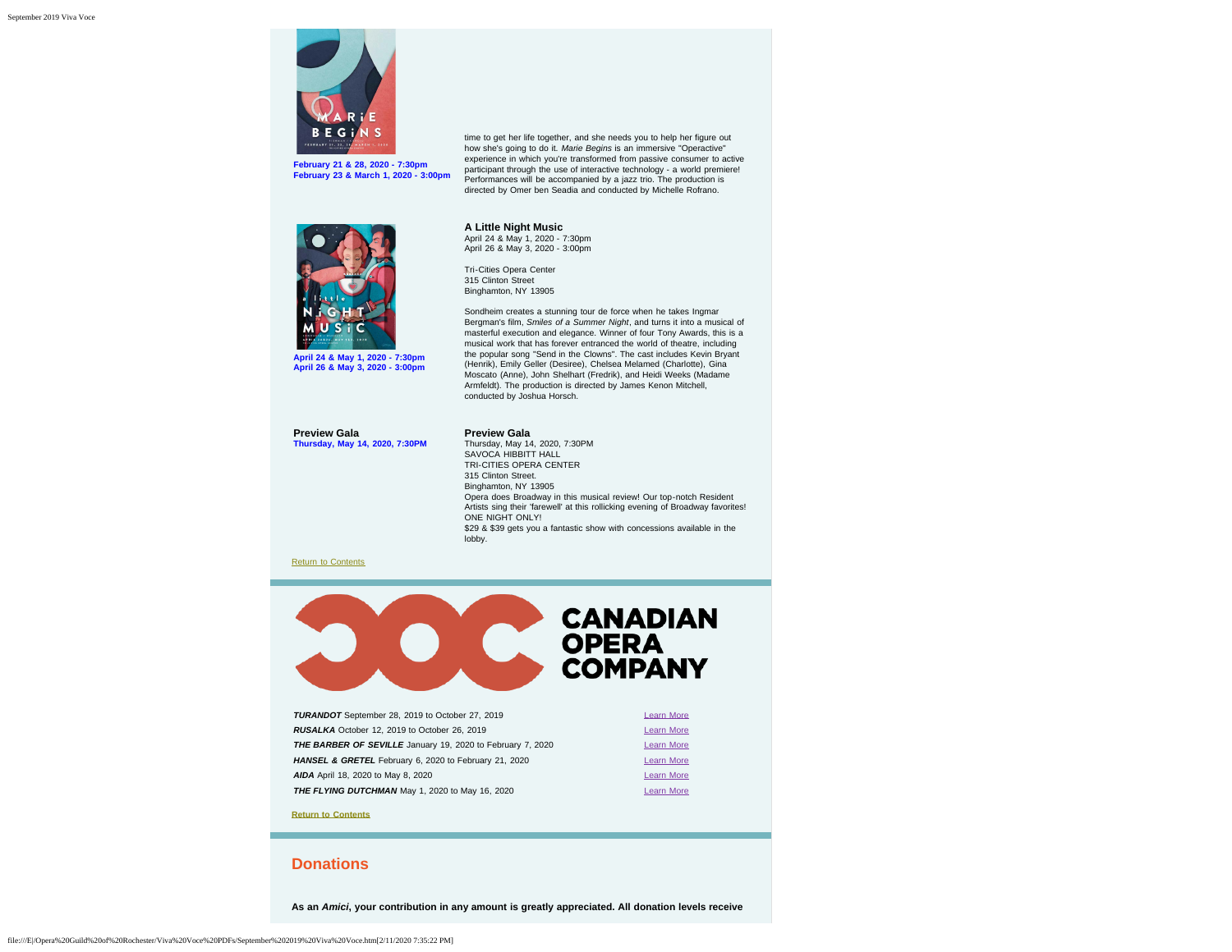February 21 & 28, 2020 - 7:30pm
February 23 & March 1, 2020 - 3:00pm

time to get her life together, and she needs you to help her figure out how she's going to do it. *Marie Begins* is an immersive "Operactive" experience in which you're transformed from passive consumer to active participant through the use of interactive technology - a world premiere! Performances will be accompanied by a jazz trio. The production is directed by Omer ben Seadia and conducted by Michelle Rofrano.

April 24 & May 1, 2020 - 7:30pm
April 26 & May 3, 2020 - 3:00pm

**A Little Night Music**
April 24 & May 1, 2020 - 7:30pm
April 26 & May 3, 2020 - 3:00pm

Tri-Cities Opera Center
315 Clinton Street
Binghamton, NY 13905

Sondheim creates a stunning tour de force when he takes Ingmar Bergman's film, *Smiles of a Summer Night*, and turns it into a musical of masterful execution and elegance. Winner of four Tony Awards, this is a musical work that has forever entranced the world of theatre, including the popular song "Send in the Clowns". The cast includes Kevin Bryant (Henrik), Emily Geller (Desiree), Chelsea Melamed (Charlotte), Gina Moscato (Anne), John Shelhart (Fredrik), and Heidi Weeks (Madame Armfeldt). The production is directed by James Kenon Mitchell, conducted by Joshua Horsch.

**Preview Gala**
Thursday, May 14, 2020, 7:30PM

**Preview Gala**
Thursday, May 14, 2020, 7:30PM
SAVOCA HIBBITT HALL
TRI-CITIES OPERA CENTER
315 Clinton Street.
Binghamton, NY 13905
Opera does Broadway in this musical review! Our top-notch Resident Artists sing their 'farewell' at this rollicking evening of Broadway favorites! ONE NIGHT ONLY!
$29 & $39 gets you a fantastic show with concessions available in the lobby.

Return to Contents

**CANADIAN OPERA COMPANY**

| | |
|---|---|
| ***TURANDOT*** September 28, 2019 to October 27, 2019 | Learn More |
| ***RUSALKA*** October 12, 2019 to October 26, 2019 | Learn More |
| ***THE BARBER OF SEVILLE*** January 19, 2020 to February 7, 2020 | Learn More |
| ***HANSEL & GRETEL*** February 6, 2020 to February 21, 2020 | Learn More |
| ***AIDA*** April 18, 2020 to May 8, 2020 | Learn More |
| ***THE FLYING DUTCHMAN*** May 1, 2020 to May 16, 2020 | Learn More |

**Return to Contents**

## Donations

**As an *Amici*, your contribution in any amount is greatly appreciated. All donation levels receive**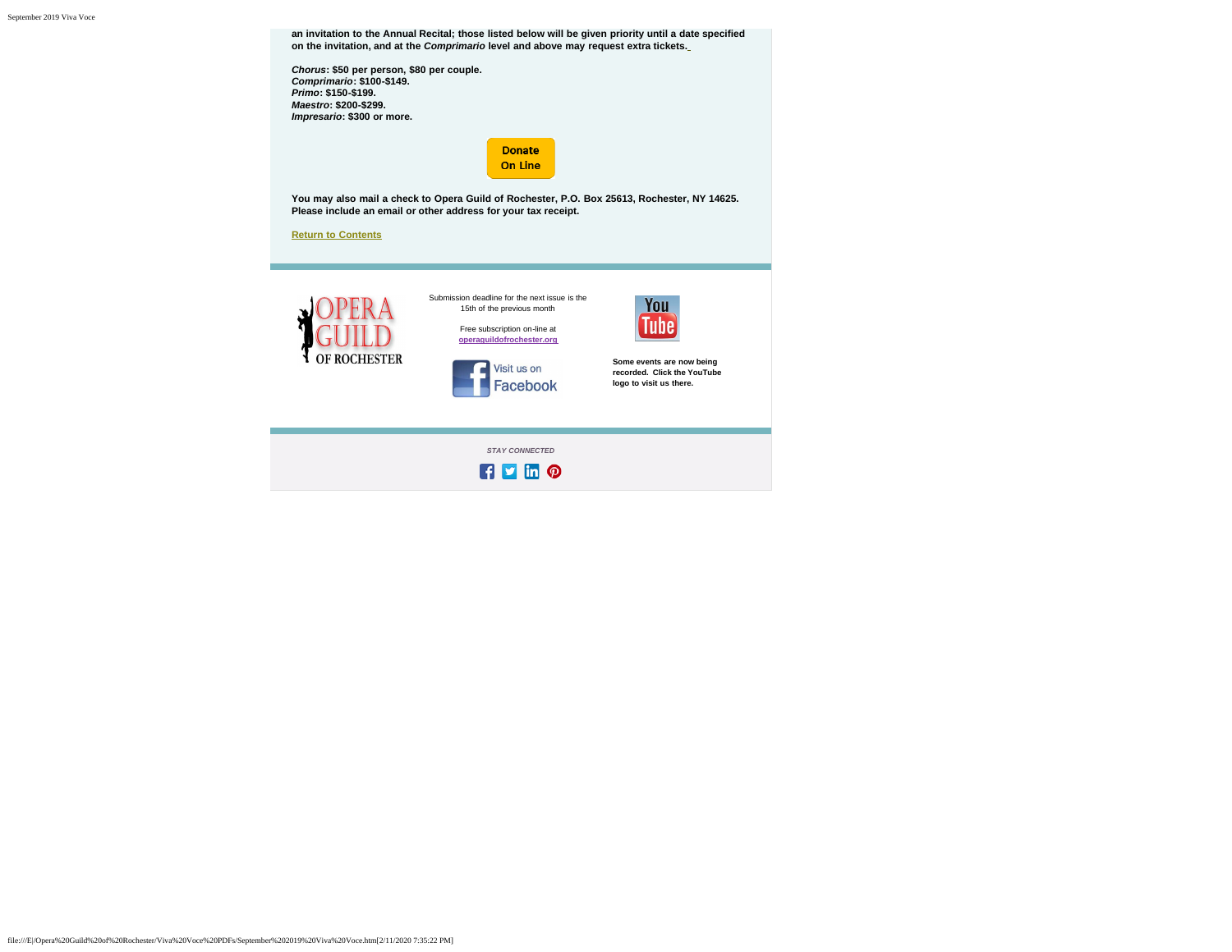**an invitation to the Annual Recital; those listed below will be given priority until a date specified on the invitation, and at the *Comprimario* level and above may request extra tickets.**

***Chorus*: $50 per person, $80 per couple.**
***Comprimario*: $100-$149.**
***Primo*: $150-$199.**
***Maestro*: $200-$299.**
***Impresario*: $300 or more.**

Donate On Line

**You may also mail a check to Opera Guild of Rochester, P.O. Box 25613, Rochester, NY 14625. Please include an email or other address for your tax receipt.**

**Return to Contents**

OPERA GUILD OF ROCHESTER

Submission deadline for the next issue is the 15th of the previous month

Free subscription on-line at **operaguildofrochester.org**

Visit us on Facebook

You Tube

**Some events are now being recorded. Click the YouTube logo to visit us there.**

***STAY CONNECTED***